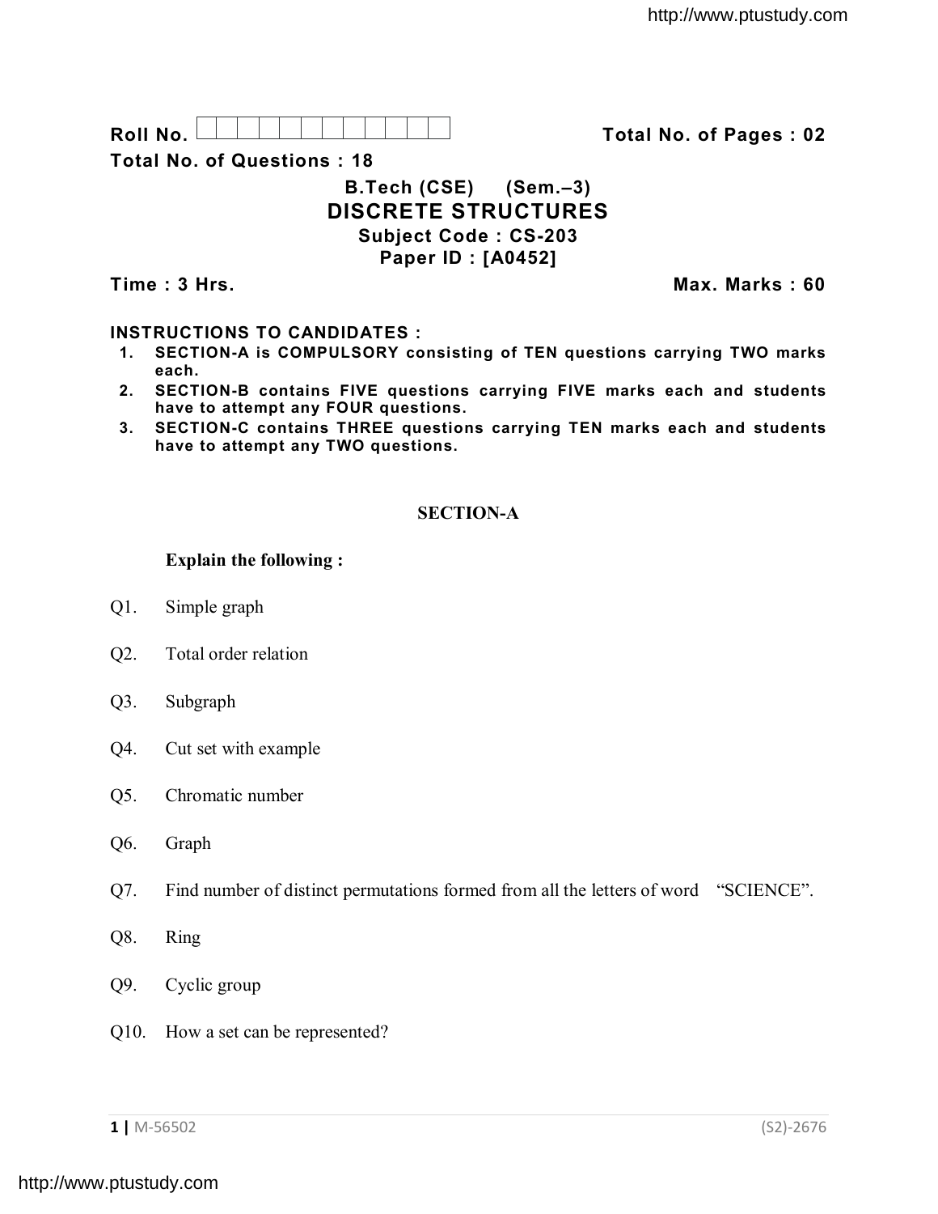Roll No. 

**Total No. of Questions : 18**

**Total No. of Pages : 02**

**B.Tech (CSE) (Sem.–3)**

# DISCRETE STRUCTURES

**Subject Code : CS-203**

**Paper ID : [A0452]**

**Time : 3 Hrs.** **Max. Marks : 60**

**INSTRUCTIONS TO CANDIDATES :**

1. **SECTION-A is COMPULSORY consisting of TEN questions carrying TWO marks each.**
2. **SECTION-B contains FIVE questions carrying FIVE marks each and students have to attempt any FOUR questions.**
3. **SECTION-C contains THREE questions carrying TEN marks each and students have to attempt any TWO questions.**

## SECTION-A

**Explain the following :**

Q1. Simple graph

Q2. Total order relation

Q3. Subgraph

Q4. Cut set with example

Q5. Chromatic number

Q6. Graph

Q7. Find number of distinct permutations formed from all the letters of word "SCIENCE".

Q8. Ring

Q9. Cyclic group

Q10. How a set can be represented?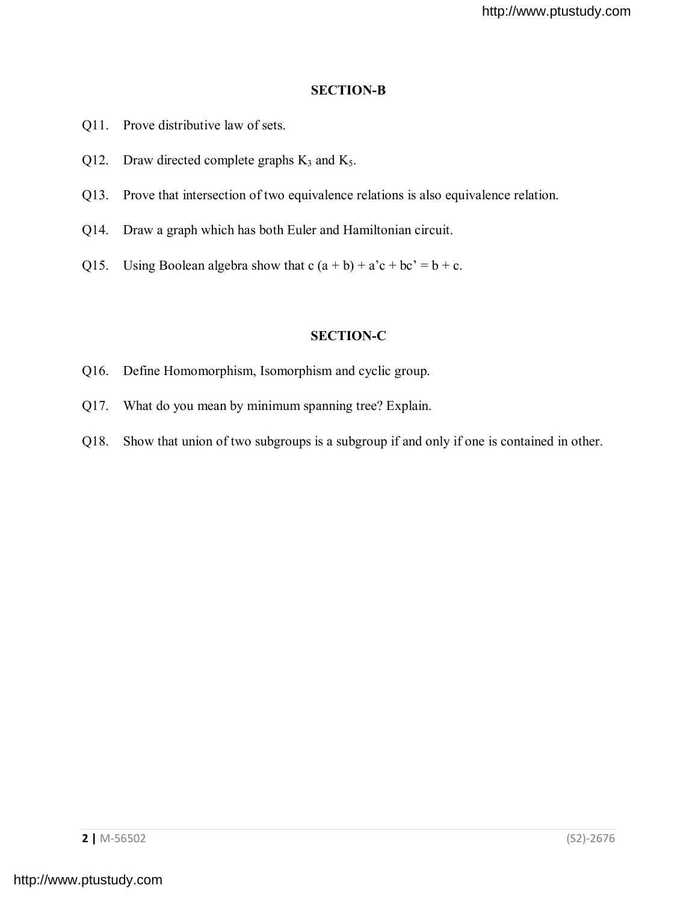## SECTION-B

Q11. Prove distributive law of sets.

Q12. Draw directed complete graphs $K_3$ and $K_5$.

Q13. Prove that intersection of two equivalence relations is also equivalence relation.

Q14. Draw a graph which has both Euler and Hamiltonian circuit.

Q15. Using Boolean algebra show that $c(a + b) + a'c + bc' = b + c$.

## SECTION-C

Q16. Define Homomorphism, Isomorphism and cyclic group.

Q17. What do you mean by minimum spanning tree? Explain.

Q18. Show that union of two subgroups is a subgroup if and only if one is contained in other.